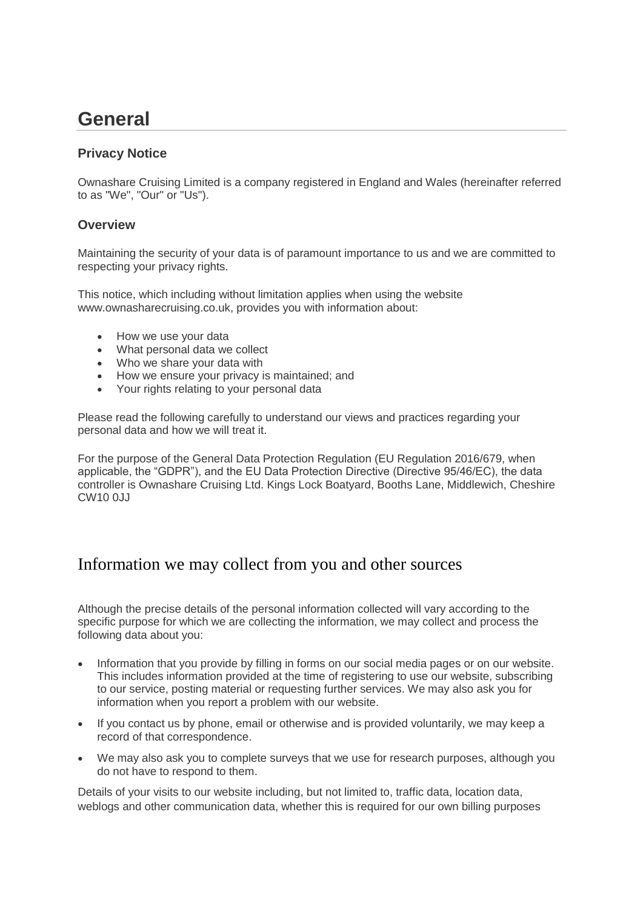# General

### Privacy Notice

Ownashare Cruising Limited is a company registered in England and Wales (hereinafter referred to as "We", "Our" or "Us").

### Overview

Maintaining the security of your data is of paramount importance to us and we are committed to respecting your privacy rights.

This notice, which including without limitation applies when using the website www.ownasharecruising.co.uk, provides you with information about:

- How we use your data
- What personal data we collect
- Who we share your data with
- How we ensure your privacy is maintained; and
- Your rights relating to your personal data

Please read the following carefully to understand our views and practices regarding your personal data and how we will treat it.

For the purpose of the General Data Protection Regulation (EU Regulation 2016/679, when applicable, the "GDPR"), and the EU Data Protection Directive (Directive 95/46/EC), the data controller is Ownashare Cruising Ltd. Kings Lock Boatyard, Booths Lane, Middlewich, Cheshire CW10 0JJ

## Information we may collect from you and other sources

Although the precise details of the personal information collected will vary according to the specific purpose for which we are collecting the information, we may collect and process the following data about you:

- Information that you provide by filling in forms on our social media pages or on our website. This includes information provided at the time of registering to use our website, subscribing to our service, posting material or requesting further services. We may also ask you for information when you report a problem with our website.
- If you contact us by phone, email or otherwise and is provided voluntarily, we may keep a record of that correspondence.
- We may also ask you to complete surveys that we use for research purposes, although you do not have to respond to them.

Details of your visits to our website including, but not limited to, traffic data, location data, weblogs and other communication data, whether this is required for our own billing purposes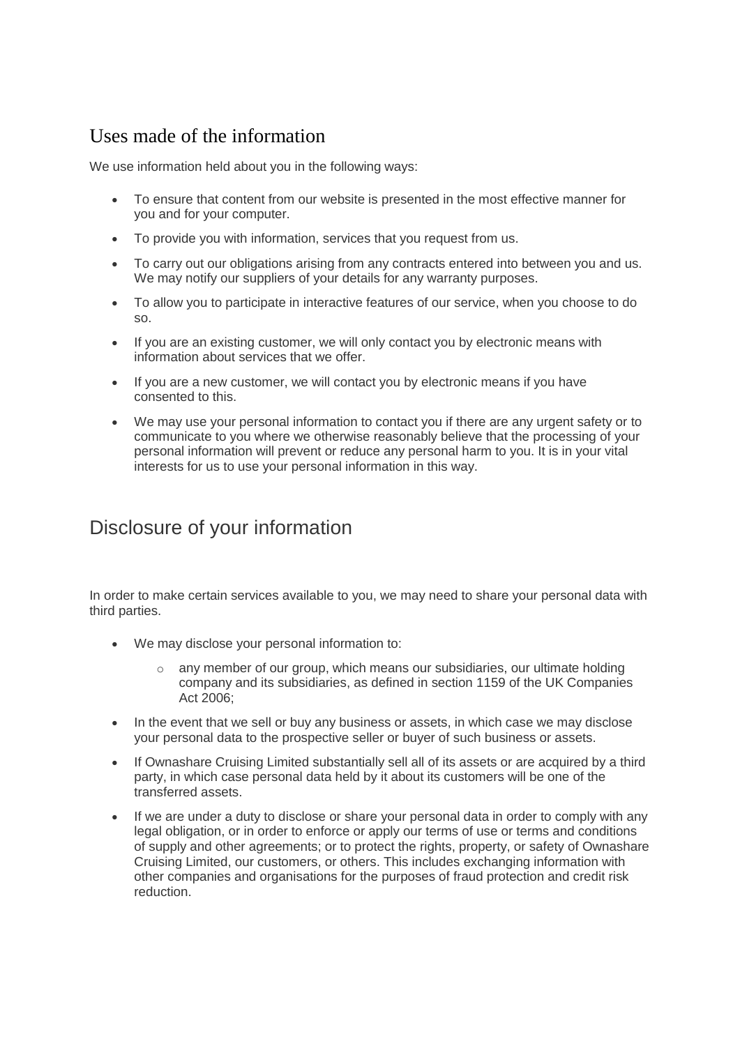## Uses made of the information

We use information held about you in the following ways:

- To ensure that content from our website is presented in the most effective manner for you and for your computer.
- To provide you with information, services that you request from us.
- To carry out our obligations arising from any contracts entered into between you and us. We may notify our suppliers of your details for any warranty purposes.
- To allow you to participate in interactive features of our service, when you choose to do so.
- If you are an existing customer, we will only contact you by electronic means with information about services that we offer.
- If you are a new customer, we will contact you by electronic means if you have consented to this.
- We may use your personal information to contact you if there are any urgent safety or to communicate to you where we otherwise reasonably believe that the processing of your personal information will prevent or reduce any personal harm to you. It is in your vital interests for us to use your personal information in this way.

## Disclosure of your information

In order to make certain services available to you, we may need to share your personal data with third parties.

- We may disclose your personal information to:
  - any member of our group, which means our subsidiaries, our ultimate holding company and its subsidiaries, as defined in section 1159 of the UK Companies Act 2006;
- In the event that we sell or buy any business or assets, in which case we may disclose your personal data to the prospective seller or buyer of such business or assets.
- If Ownashare Cruising Limited substantially sell all of its assets or are acquired by a third party, in which case personal data held by it about its customers will be one of the transferred assets.
- If we are under a duty to disclose or share your personal data in order to comply with any legal obligation, or in order to enforce or apply our terms of use or terms and conditions of supply and other agreements; or to protect the rights, property, or safety of Ownashare Cruising Limited, our customers, or others. This includes exchanging information with other companies and organisations for the purposes of fraud protection and credit risk reduction.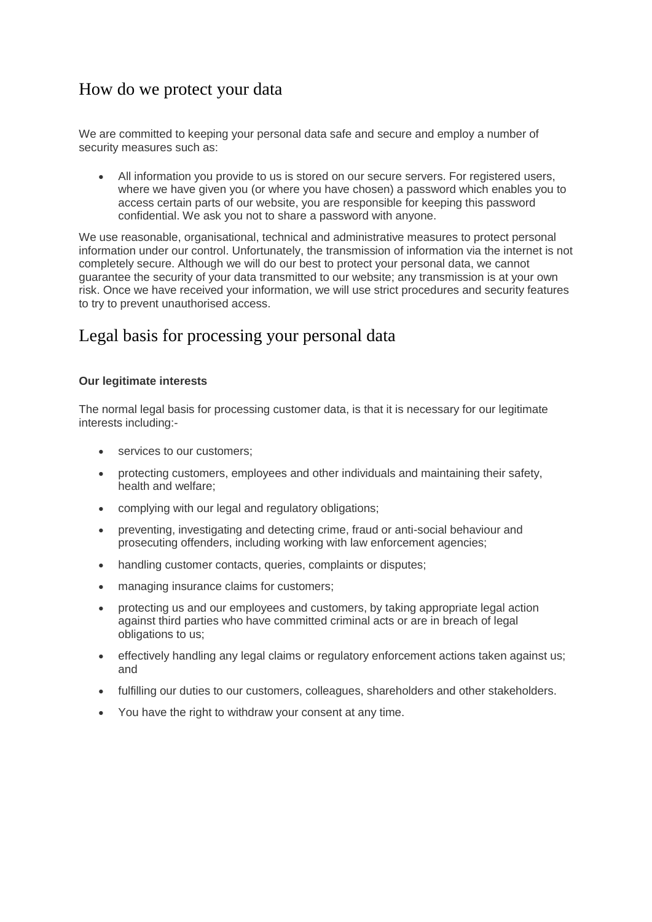## How do we protect your data

We are committed to keeping your personal data safe and secure and employ a number of security measures such as:

- All information you provide to us is stored on our secure servers. For registered users, where we have given you (or where you have chosen) a password which enables you to access certain parts of our website, you are responsible for keeping this password confidential. We ask you not to share a password with anyone.

We use reasonable, organisational, technical and administrative measures to protect personal information under our control. Unfortunately, the transmission of information via the internet is not completely secure. Although we will do our best to protect your personal data, we cannot guarantee the security of your data transmitted to our website; any transmission is at your own risk. Once we have received your information, we will use strict procedures and security features to try to prevent unauthorised access.

## Legal basis for processing your personal data

**Our legitimate interests**

The normal legal basis for processing customer data, is that it is necessary for our legitimate interests including:-

- services to our customers;
- protecting customers, employees and other individuals and maintaining their safety, health and welfare;
- complying with our legal and regulatory obligations;
- preventing, investigating and detecting crime, fraud or anti-social behaviour and prosecuting offenders, including working with law enforcement agencies;
- handling customer contacts, queries, complaints or disputes;
- managing insurance claims for customers;
- protecting us and our employees and customers, by taking appropriate legal action against third parties who have committed criminal acts or are in breach of legal obligations to us;
- effectively handling any legal claims or regulatory enforcement actions taken against us; and
- fulfilling our duties to our customers, colleagues, shareholders and other stakeholders.
- You have the right to withdraw your consent at any time.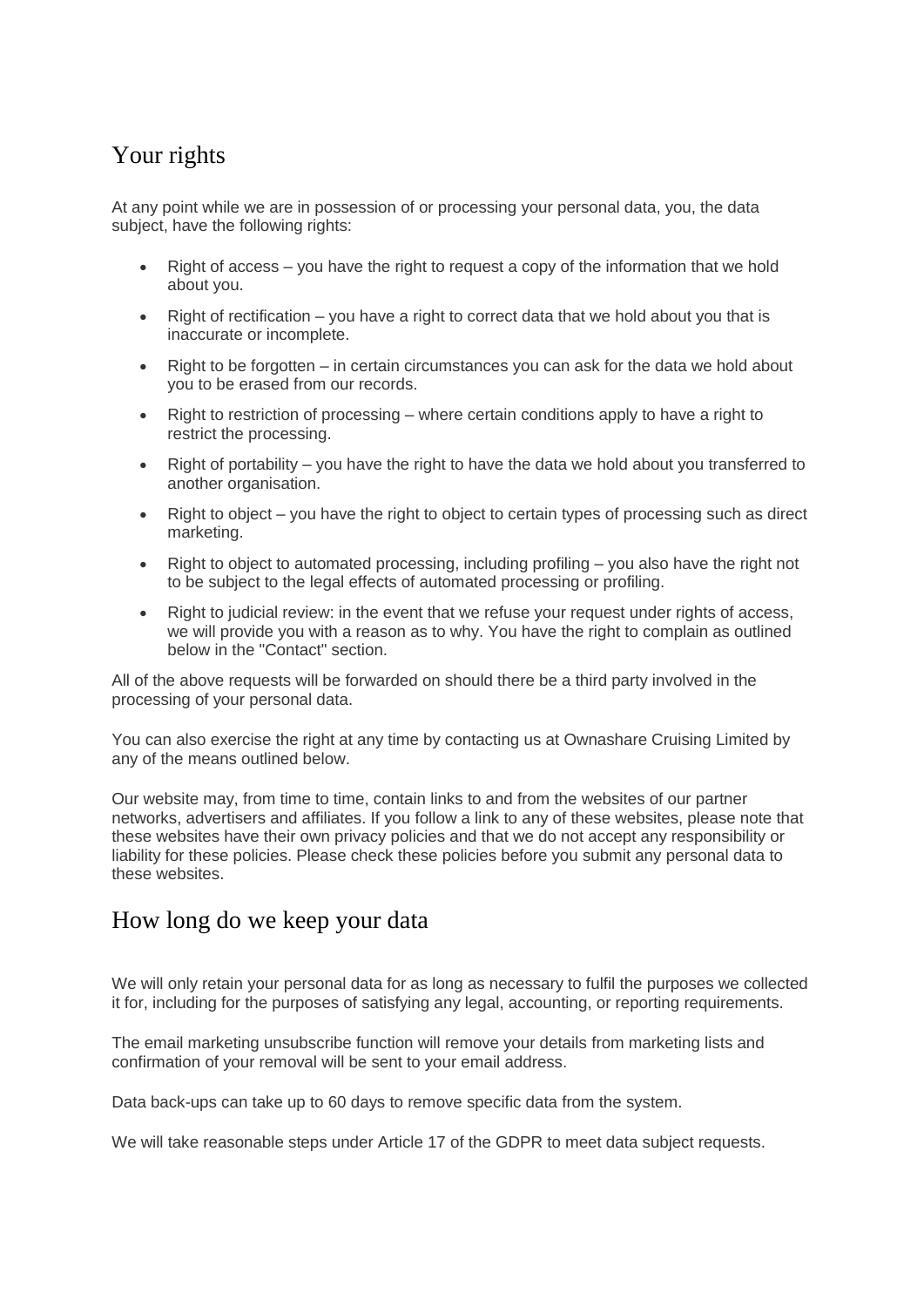## Your rights

At any point while we are in possession of or processing your personal data, you, the data subject, have the following rights:

- Right of access – you have the right to request a copy of the information that we hold about you.
- Right of rectification – you have a right to correct data that we hold about you that is inaccurate or incomplete.
- Right to be forgotten – in certain circumstances you can ask for the data we hold about you to be erased from our records.
- Right to restriction of processing – where certain conditions apply to have a right to restrict the processing.
- Right of portability – you have the right to have the data we hold about you transferred to another organisation.
- Right to object – you have the right to object to certain types of processing such as direct marketing.
- Right to object to automated processing, including profiling – you also have the right not to be subject to the legal effects of automated processing or profiling.
- Right to judicial review: in the event that we refuse your request under rights of access, we will provide you with a reason as to why. You have the right to complain as outlined below in the "Contact" section.

All of the above requests will be forwarded on should there be a third party involved in the processing of your personal data.

You can also exercise the right at any time by contacting us at Ownashare Cruising Limited by any of the means outlined below.

Our website may, from time to time, contain links to and from the websites of our partner networks, advertisers and affiliates. If you follow a link to any of these websites, please note that these websites have their own privacy policies and that we do not accept any responsibility or liability for these policies. Please check these policies before you submit any personal data to these websites.

## How long do we keep your data

We will only retain your personal data for as long as necessary to fulfil the purposes we collected it for, including for the purposes of satisfying any legal, accounting, or reporting requirements.

The email marketing unsubscribe function will remove your details from marketing lists and confirmation of your removal will be sent to your email address.

Data back-ups can take up to 60 days to remove specific data from the system.

We will take reasonable steps under Article 17 of the GDPR to meet data subject requests.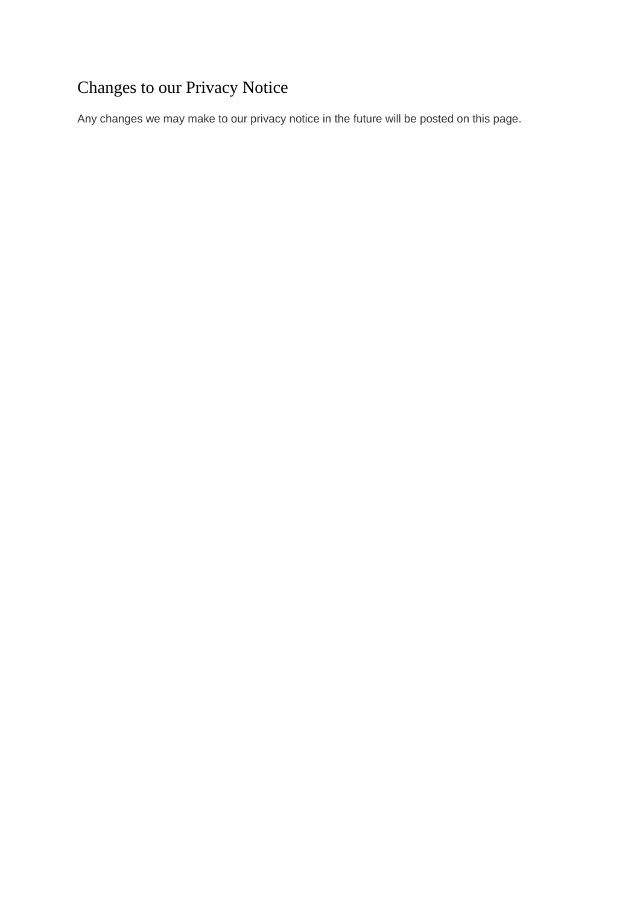## Changes to our Privacy Notice

Any changes we may make to our privacy notice in the future will be posted on this page.